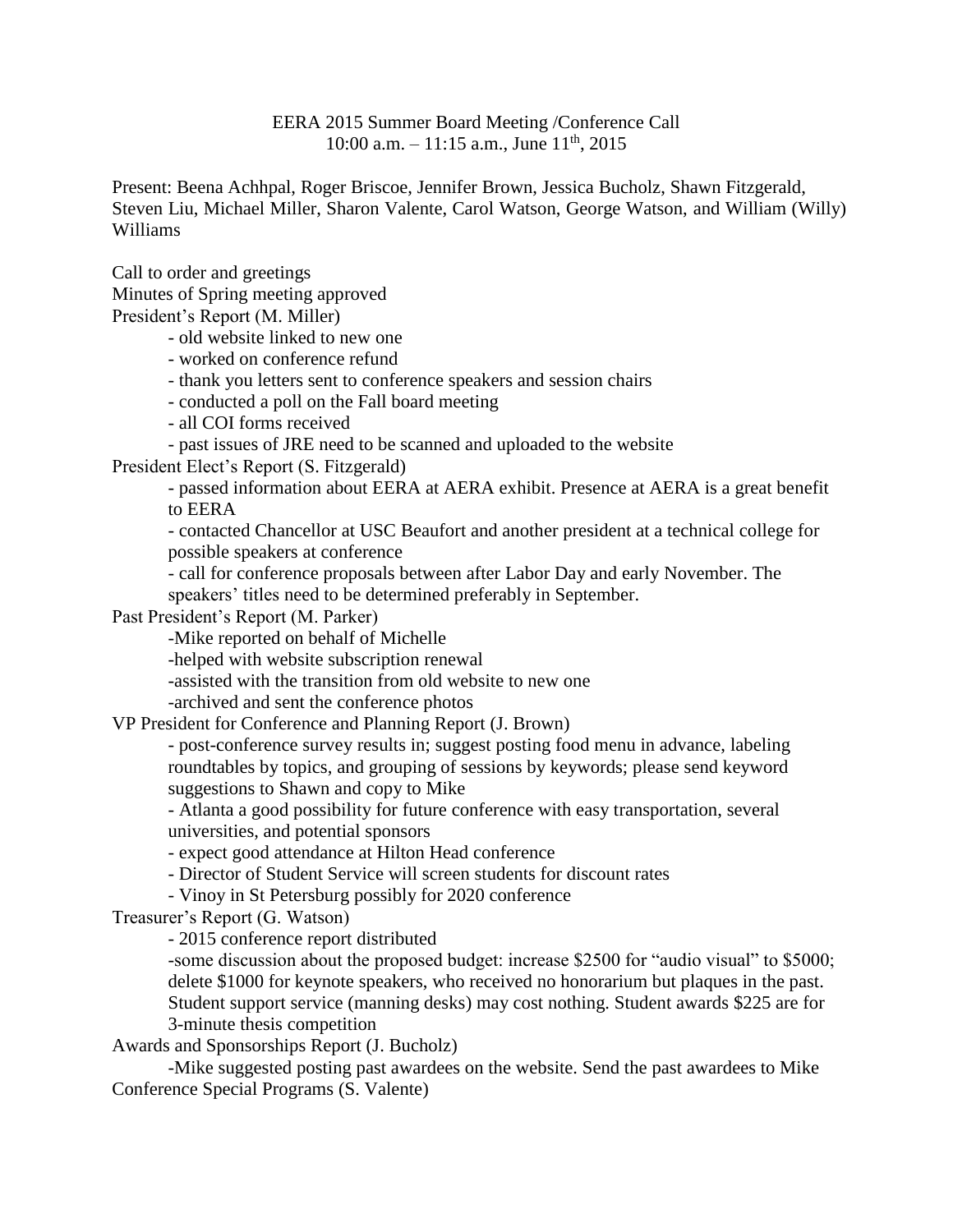EERA 2015 Summer Board Meeting /Conference Call
10:00 a.m. – 11:15 a.m., June 11th, 2015

Present: Beena Achhpal, Roger Briscoe, Jennifer Brown, Jessica Bucholz, Shawn Fitzgerald, Steven Liu, Michael Miller, Sharon Valente, Carol Watson, George Watson, and William (Willy) Williams

Call to order and greetings

Minutes of Spring meeting approved

President's Report (M. Miller)

- old website linked to new one
- worked on conference refund
- thank you letters sent to conference speakers and session chairs
- conducted a poll on the Fall board meeting
- all COI forms received
- past issues of JRE need to be scanned and uploaded to the website

President Elect's Report (S. Fitzgerald)

- passed information about EERA at AERA exhibit. Presence at AERA is a great benefit to EERA
- contacted Chancellor at USC Beaufort and another president at a technical college for possible speakers at conference
- call for conference proposals between after Labor Day and early November. The speakers' titles need to be determined preferably in September.

Past President's Report (M. Parker)

- Mike reported on behalf of Michelle
- helped with website subscription renewal
- assisted with the transition from old website to new one
- archived and sent the conference photos

VP President for Conference and Planning Report (J. Brown)

- post-conference survey results in; suggest posting food menu in advance, labeling roundtables by topics, and grouping of sessions by keywords; please send keyword suggestions to Shawn and copy to Mike
- Atlanta a good possibility for future conference with easy transportation, several universities, and potential sponsors
- expect good attendance at Hilton Head conference
- Director of Student Service will screen students for discount rates
- Vinoy in St Petersburg possibly for 2020 conference

Treasurer's Report (G. Watson)

- 2015 conference report distributed
- some discussion about the proposed budget: increase $2500 for "audio visual" to $5000; delete $1000 for keynote speakers, who received no honorarium but plaques in the past. Student support service (manning desks) may cost nothing. Student awards $225 are for 3-minute thesis competition

Awards and Sponsorships Report (J. Bucholz)

- Mike suggested posting past awardees on the website. Send the past awardees to Mike

Conference Special Programs (S. Valente)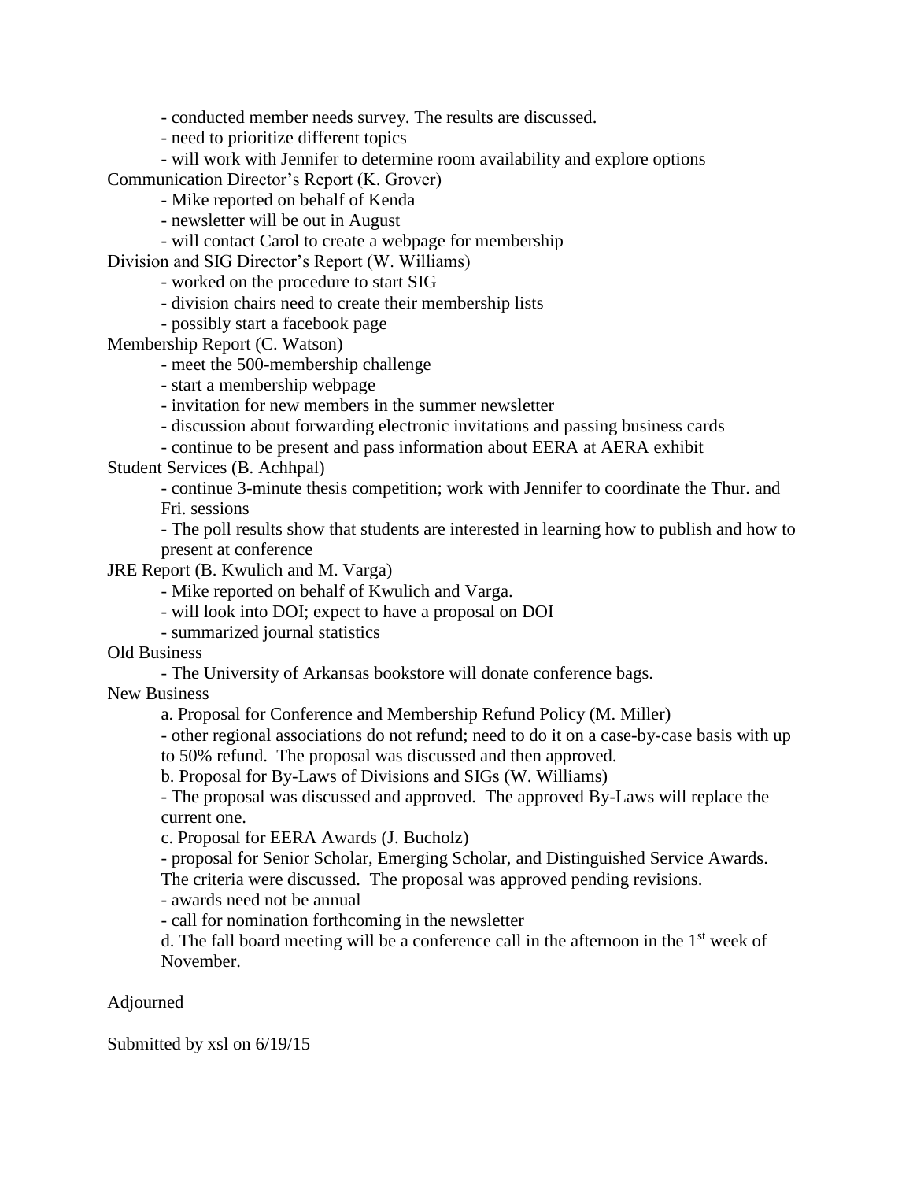- conducted member needs survey. The results are discussed.
- need to prioritize different topics
- will work with Jennifer to determine room availability and explore options

Communication Director's Report (K. Grover)

- Mike reported on behalf of Kenda
- newsletter will be out in August
- will contact Carol to create a webpage for membership

Division and SIG Director's Report (W. Williams)

- worked on the procedure to start SIG
- division chairs need to create their membership lists
- possibly start a facebook page

Membership Report (C. Watson)

- meet the 500-membership challenge
- start a membership webpage
- invitation for new members in the summer newsletter
- discussion about forwarding electronic invitations and passing business cards
- continue to be present and pass information about EERA at AERA exhibit

Student Services (B. Achhpal)

- continue 3-minute thesis competition; work with Jennifer to coordinate the Thur. and Fri. sessions
- The poll results show that students are interested in learning how to publish and how to present at conference

JRE Report (B. Kwulich and M. Varga)

- Mike reported on behalf of Kwulich and Varga.
- will look into DOI; expect to have a proposal on DOI
- summarized journal statistics

Old Business

- The University of Arkansas bookstore will donate conference bags.

New Business

a. Proposal for Conference and Membership Refund Policy (M. Miller)

- other regional associations do not refund; need to do it on a case-by-case basis with up to 50% refund. The proposal was discussed and then approved.

b. Proposal for By-Laws of Divisions and SIGs (W. Williams)

- The proposal was discussed and approved. The approved By-Laws will replace the current one.

c. Proposal for EERA Awards (J. Bucholz)

- proposal for Senior Scholar, Emerging Scholar, and Distinguished Service Awards. The criteria were discussed. The proposal was approved pending revisions.
- awards need not be annual
- call for nomination forthcoming in the newsletter

d. The fall board meeting will be a conference call in the afternoon in the 1st week of November.

Adjourned

Submitted by xsl on 6/19/15